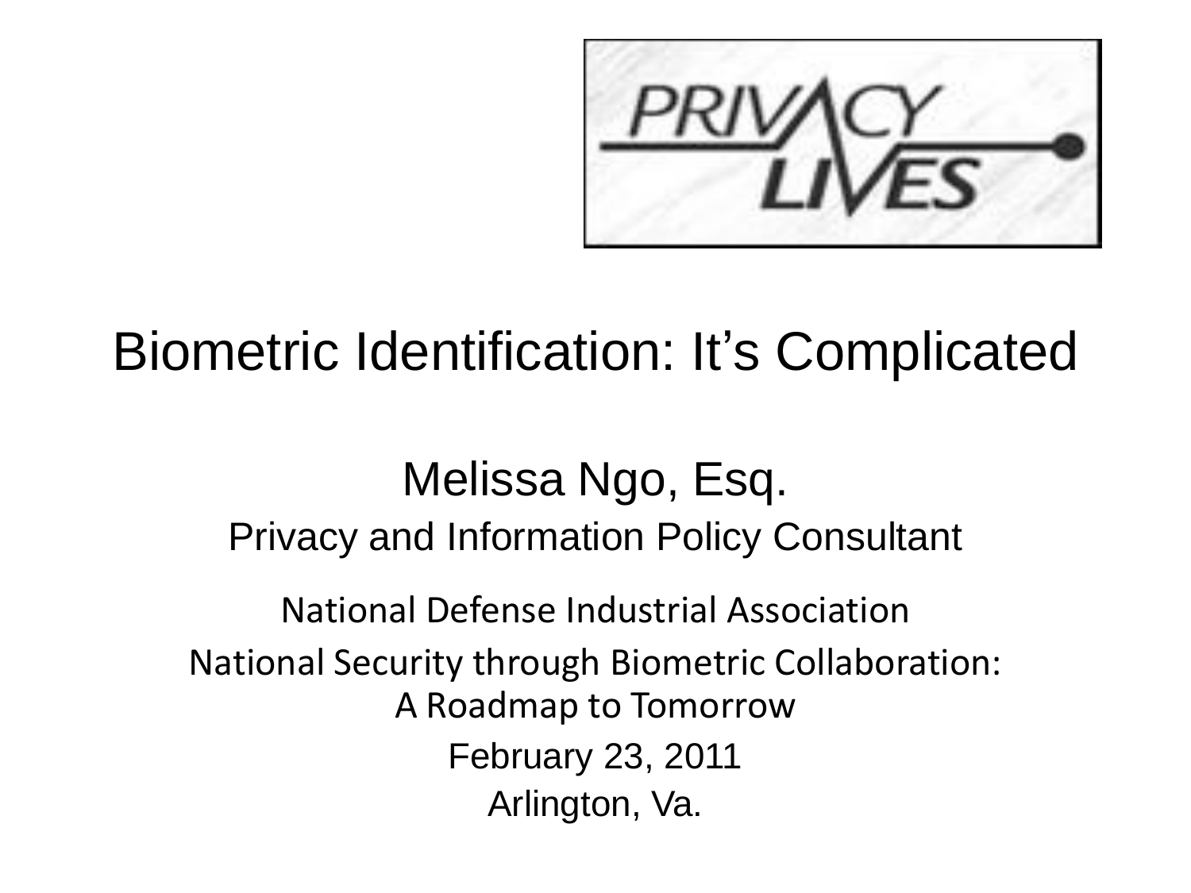PRIVACY LIVES

# Biometric Identification: It's Complicated

Melissa Ngo, Esq.

Privacy and Information Policy Consultant

National Defense Industrial Association

National Security through Biometric Collaboration: A Roadmap to Tomorrow

February 23, 2011

Arlington, Va.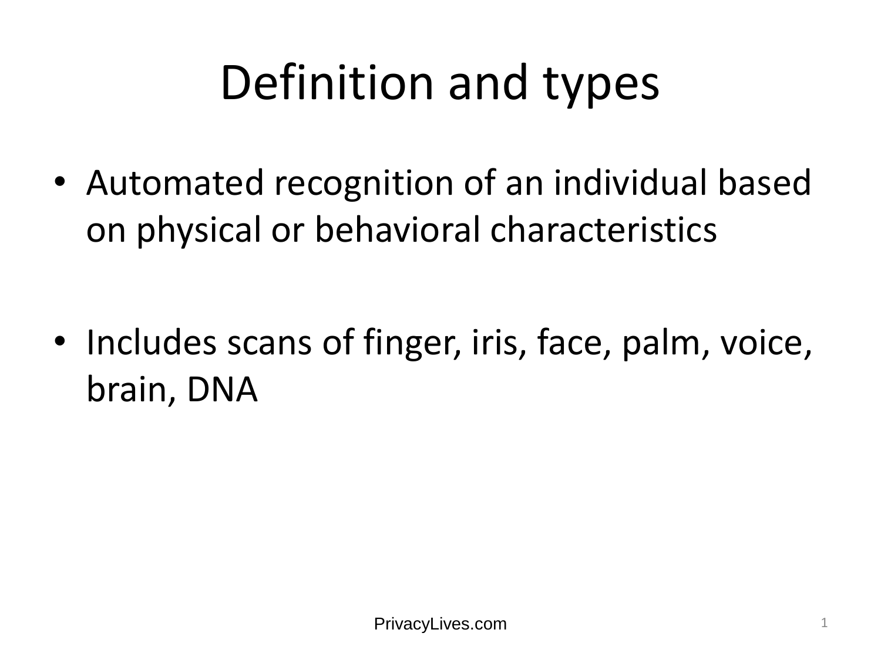# Definition and types

- Automated recognition of an individual based on physical or behavioral characteristics

- Includes scans of finger, iris, face, palm, voice, brain, DNA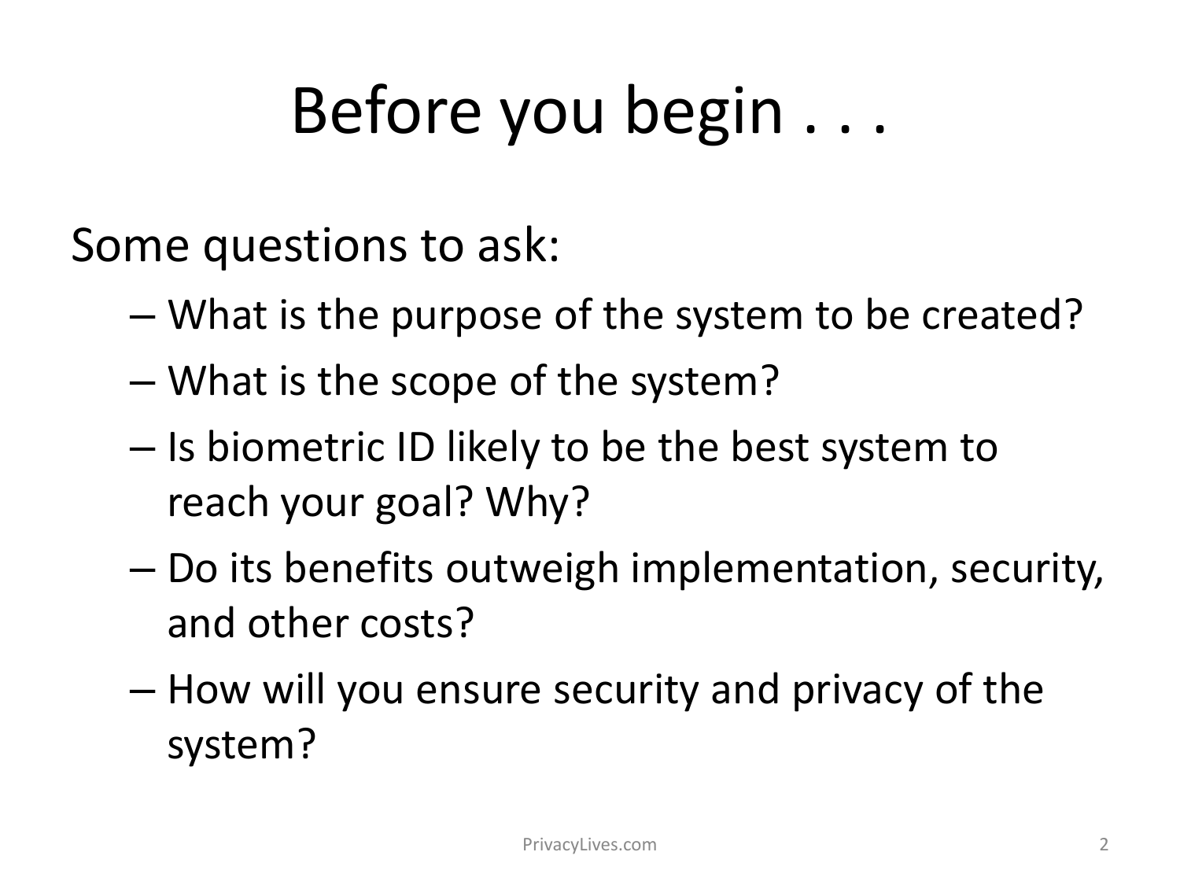# Before you begin . . .

Some questions to ask:

- What is the purpose of the system to be created?
- What is the scope of the system?
- Is biometric ID likely to be the best system to reach your goal? Why?
- Do its benefits outweigh implementation, security, and other costs?
- How will you ensure security and privacy of the system?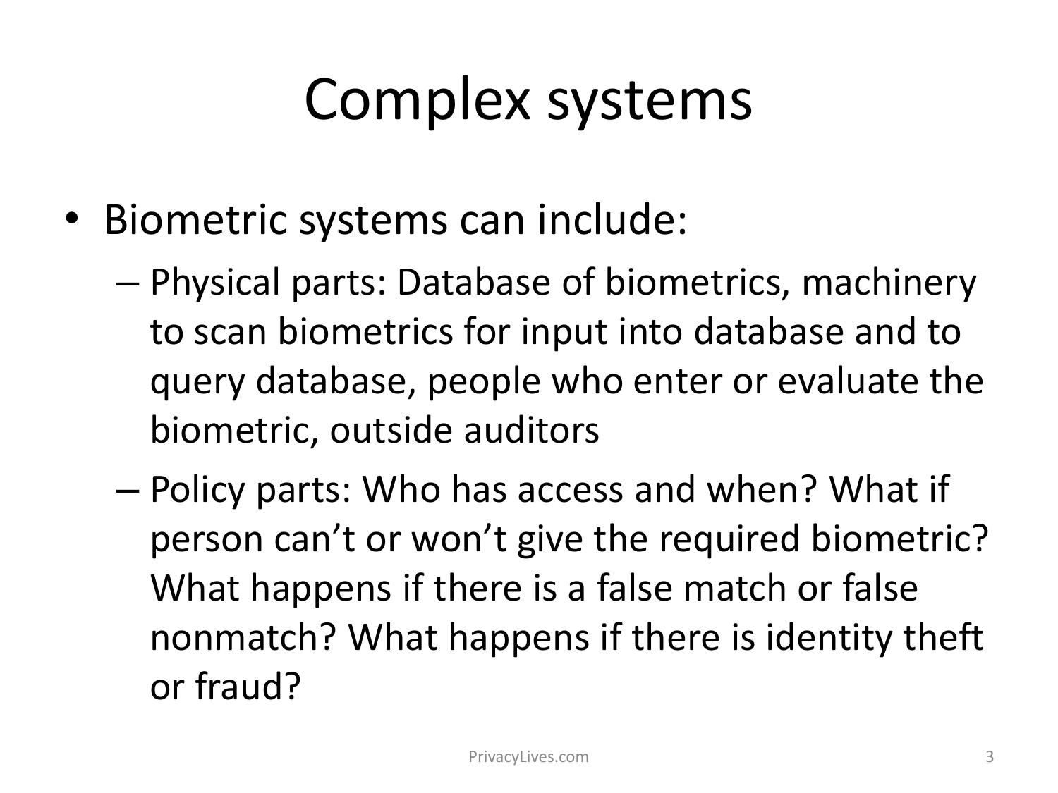# Complex systems

- Biometric systems can include:
  - Physical parts: Database of biometrics, machinery to scan biometrics for input into database and to query database, people who enter or evaluate the biometric, outside auditors
  - Policy parts: Who has access and when? What if person can't or won't give the required biometric? What happens if there is a false match or false nonmatch? What happens if there is identity theft or fraud?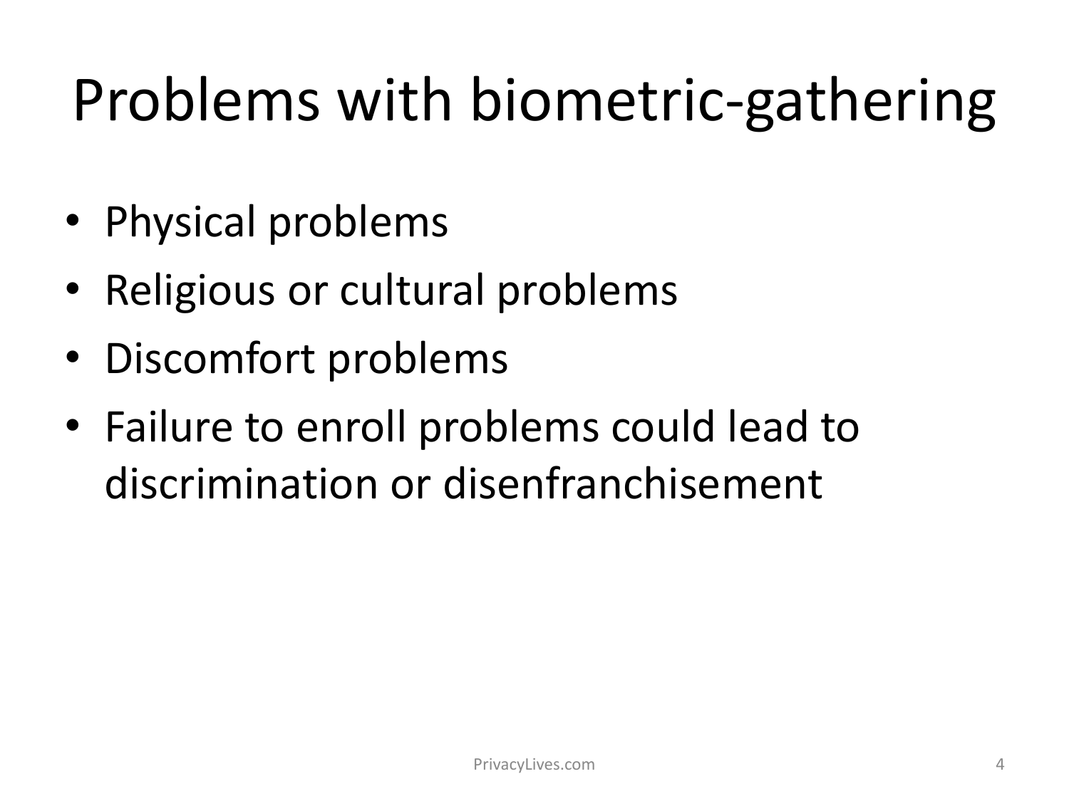# Problems with biometric-gathering

- Physical problems
- Religious or cultural problems
- Discomfort problems
- Failure to enroll problems could lead to discrimination or disenfranchisement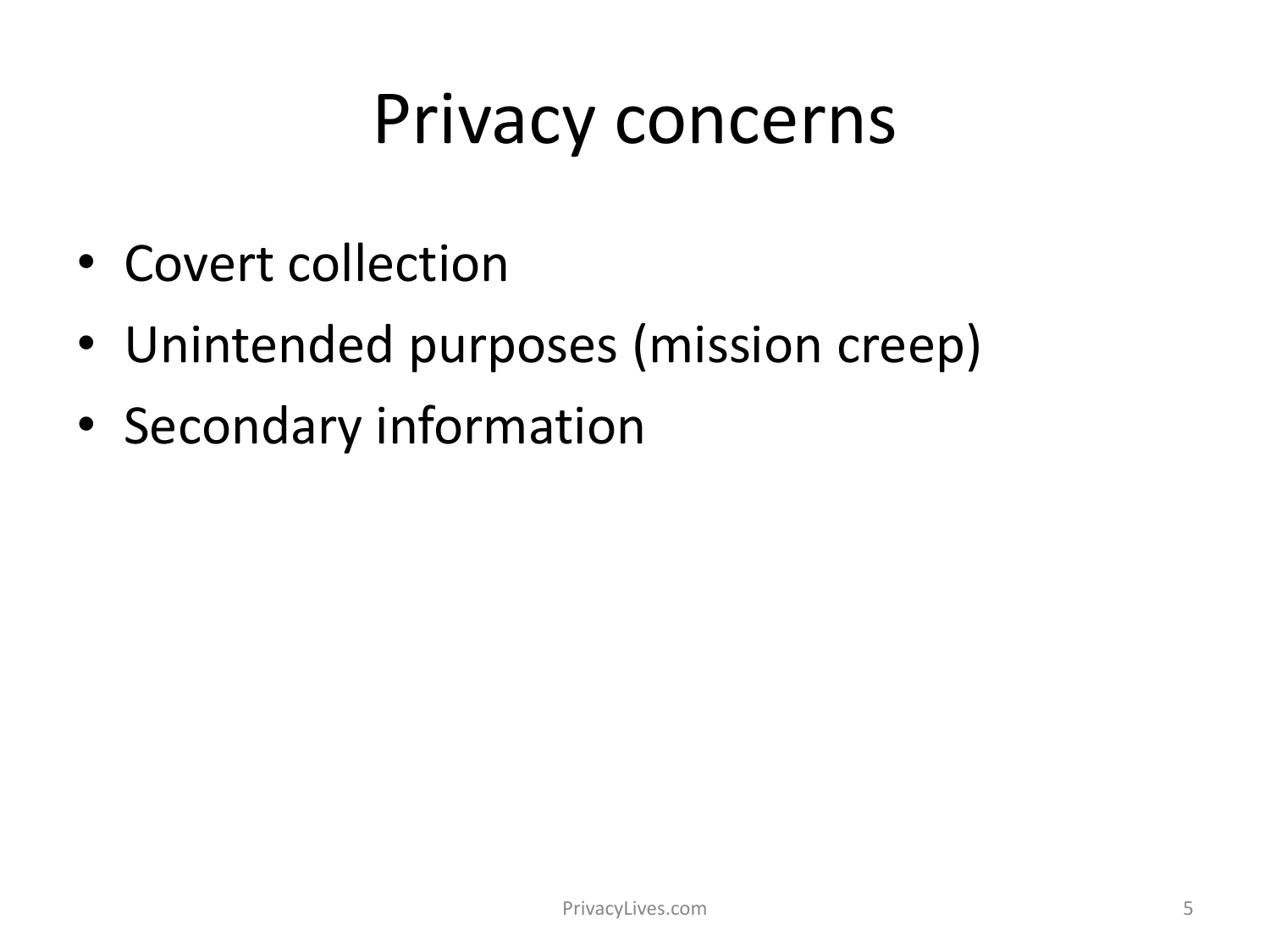# Privacy concerns

- Covert collection
- Unintended purposes (mission creep)
- Secondary information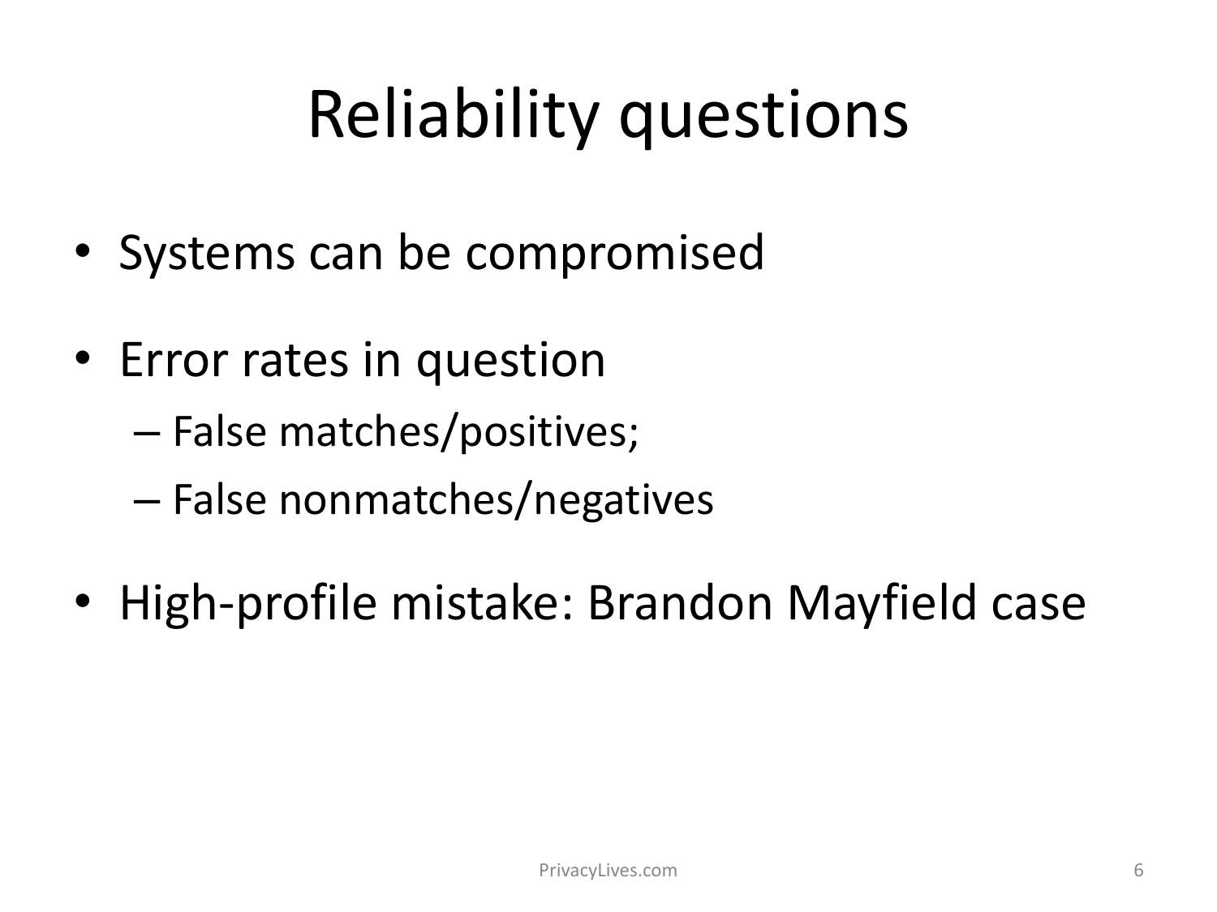# Reliability questions

- Systems can be compromised
- Error rates in question
  - False matches/positives;
  - False nonmatches/negatives
- High-profile mistake: Brandon Mayfield case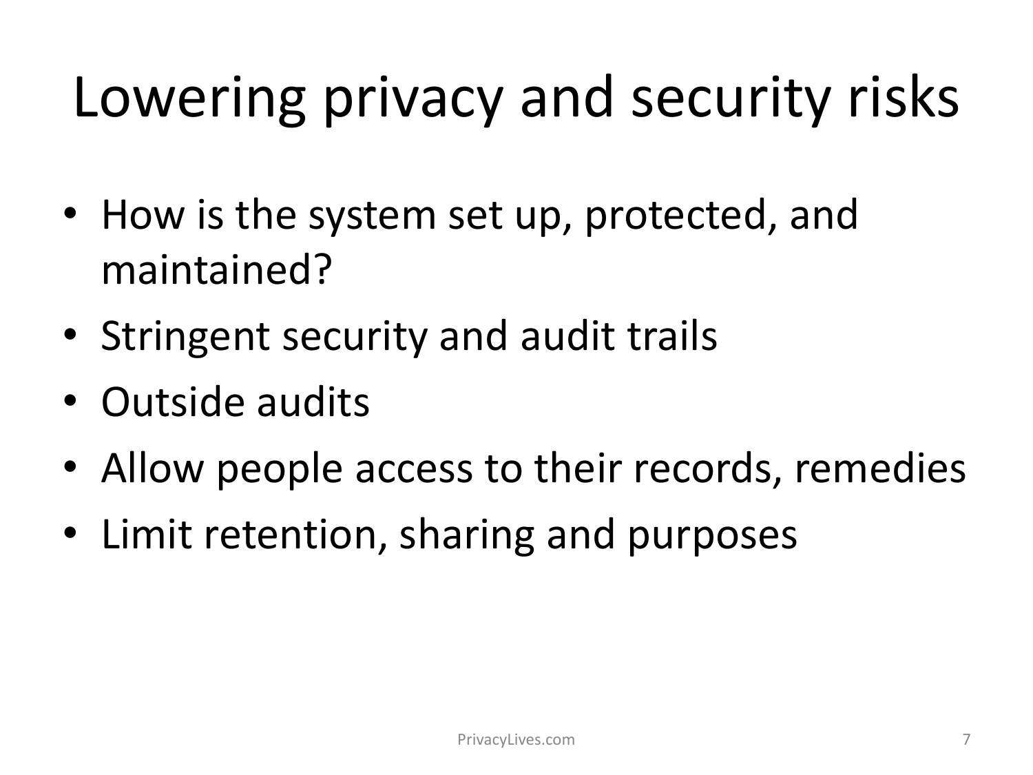# Lowering privacy and security risks

- How is the system set up, protected, and maintained?
- Stringent security and audit trails
- Outside audits
- Allow people access to their records, remedies
- Limit retention, sharing and purposes